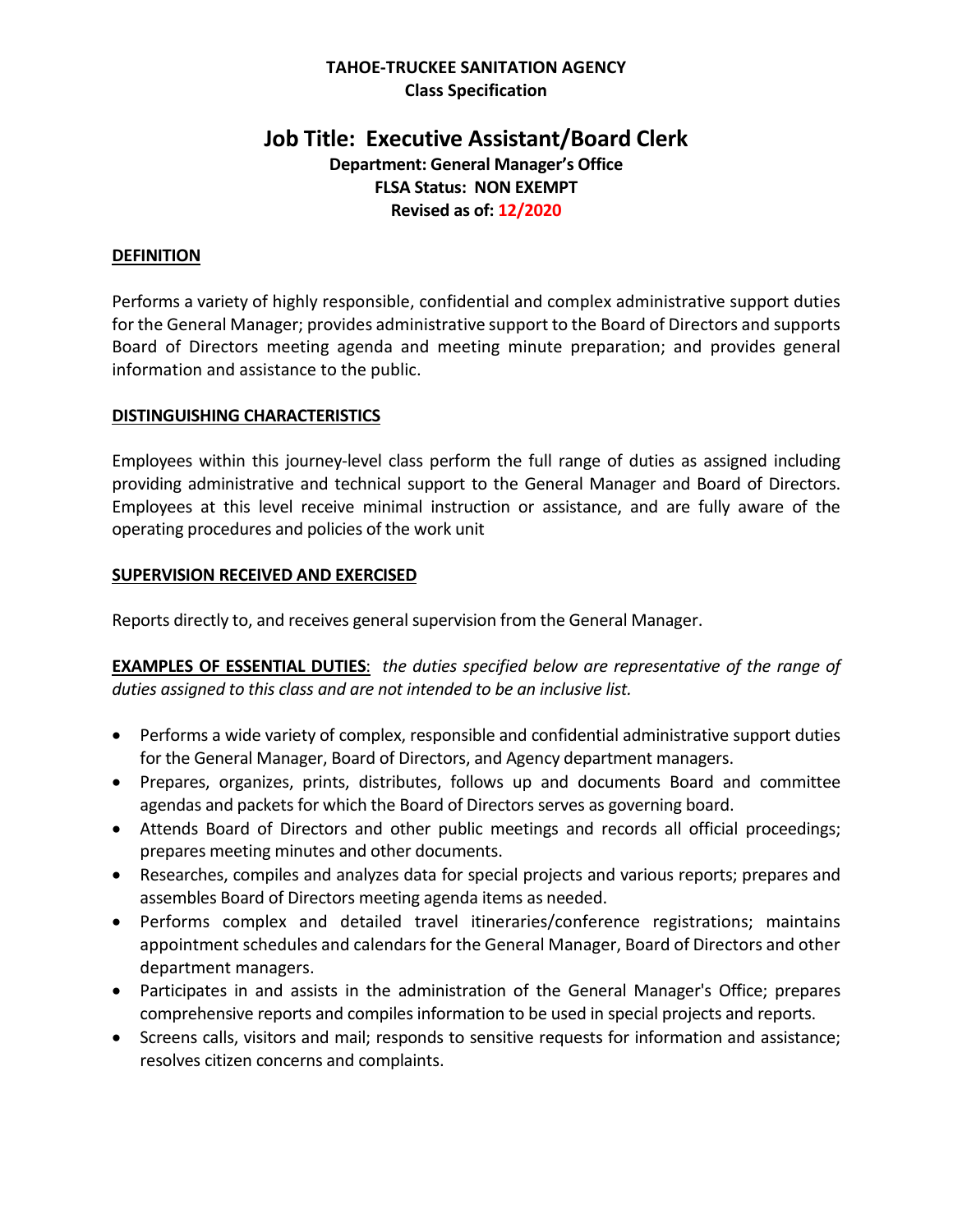**TAHOE-TRUCKEE SANITATION AGENCY**
**Class Specification**

# Job Title: Executive Assistant/Board Clerk

**Department: General Manager's Office**
**FLSA Status: NON EXEMPT**
**Revised as of: 12/2020**

## DEFINITION

Performs a variety of highly responsible, confidential and complex administrative support duties for the General Manager; provides administrative support to the Board of Directors and supports Board of Directors meeting agenda and meeting minute preparation; and provides general information and assistance to the public.

## DISTINGUISHING CHARACTERISTICS

Employees within this journey-level class perform the full range of duties as assigned including providing administrative and technical support to the General Manager and Board of Directors. Employees at this level receive minimal instruction or assistance, and are fully aware of the operating procedures and policies of the work unit

## SUPERVISION RECEIVED AND EXERCISED

Reports directly to, and receives general supervision from the General Manager.

**EXAMPLES OF ESSENTIAL DUTIES**: *the duties specified below are representative of the range of duties assigned to this class and are not intended to be an inclusive list.*

- Performs a wide variety of complex, responsible and confidential administrative support duties for the General Manager, Board of Directors, and Agency department managers.
- Prepares, organizes, prints, distributes, follows up and documents Board and committee agendas and packets for which the Board of Directors serves as governing board.
- Attends Board of Directors and other public meetings and records all official proceedings; prepares meeting minutes and other documents.
- Researches, compiles and analyzes data for special projects and various reports; prepares and assembles Board of Directors meeting agenda items as needed.
- Performs complex and detailed travel itineraries/conference registrations; maintains appointment schedules and calendars for the General Manager, Board of Directors and other department managers.
- Participates in and assists in the administration of the General Manager's Office; prepares comprehensive reports and compiles information to be used in special projects and reports.
- Screens calls, visitors and mail; responds to sensitive requests for information and assistance; resolves citizen concerns and complaints.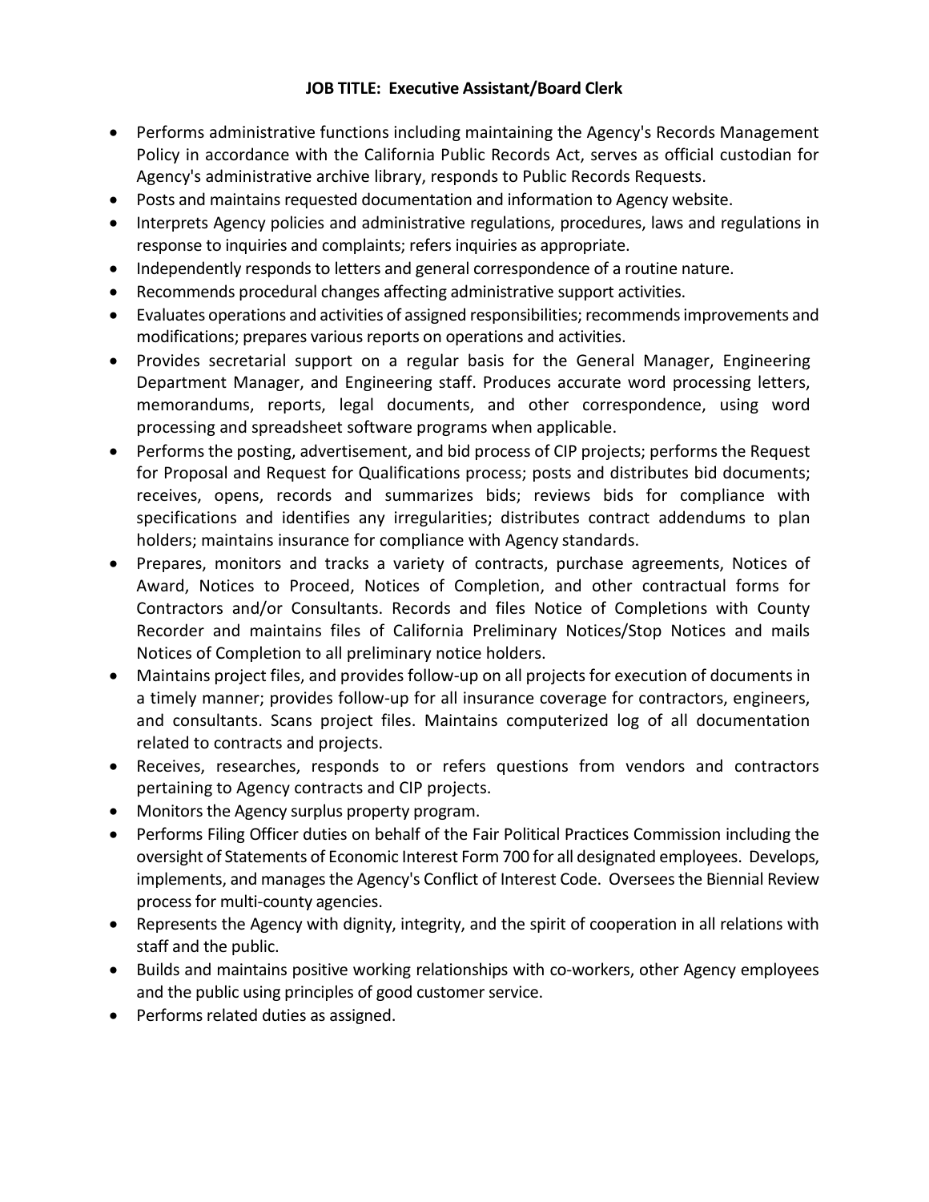**JOB TITLE: Executive Assistant/Board Clerk**

- Performs administrative functions including maintaining the Agency's Records Management Policy in accordance with the California Public Records Act, serves as official custodian for Agency's administrative archive library, responds to Public Records Requests.
- Posts and maintains requested documentation and information to Agency website.
- Interprets Agency policies and administrative regulations, procedures, laws and regulations in response to inquiries and complaints; refers inquiries as appropriate.
- Independently responds to letters and general correspondence of a routine nature.
- Recommends procedural changes affecting administrative support activities.
- Evaluates operations and activities of assigned responsibilities; recommends improvements and modifications; prepares various reports on operations and activities.
- Provides secretarial support on a regular basis for the General Manager, Engineering Department Manager, and Engineering staff. Produces accurate word processing letters, memorandums, reports, legal documents, and other correspondence, using word processing and spreadsheet software programs when applicable.
- Performs the posting, advertisement, and bid process of CIP projects; performs the Request for Proposal and Request for Qualifications process; posts and distributes bid documents; receives, opens, records and summarizes bids; reviews bids for compliance with specifications and identifies any irregularities; distributes contract addendums to plan holders; maintains insurance for compliance with Agency standards.
- Prepares, monitors and tracks a variety of contracts, purchase agreements, Notices of Award, Notices to Proceed, Notices of Completion, and other contractual forms for Contractors and/or Consultants. Records and files Notice of Completions with County Recorder and maintains files of California Preliminary Notices/Stop Notices and mails Notices of Completion to all preliminary notice holders.
- Maintains project files, and provides follow-up on all projects for execution of documents in a timely manner; provides follow-up for all insurance coverage for contractors, engineers, and consultants. Scans project files. Maintains computerized log of all documentation related to contracts and projects.
- Receives, researches, responds to or refers questions from vendors and contractors pertaining to Agency contracts and CIP projects.
- Monitors the Agency surplus property program.
- Performs Filing Officer duties on behalf of the Fair Political Practices Commission including the oversight of Statements of Economic Interest Form 700 for all designated employees. Develops, implements, and manages the Agency's Conflict of Interest Code. Oversees the Biennial Review process for multi-county agencies.
- Represents the Agency with dignity, integrity, and the spirit of cooperation in all relations with staff and the public.
- Builds and maintains positive working relationships with co-workers, other Agency employees and the public using principles of good customer service.
- Performs related duties as assigned.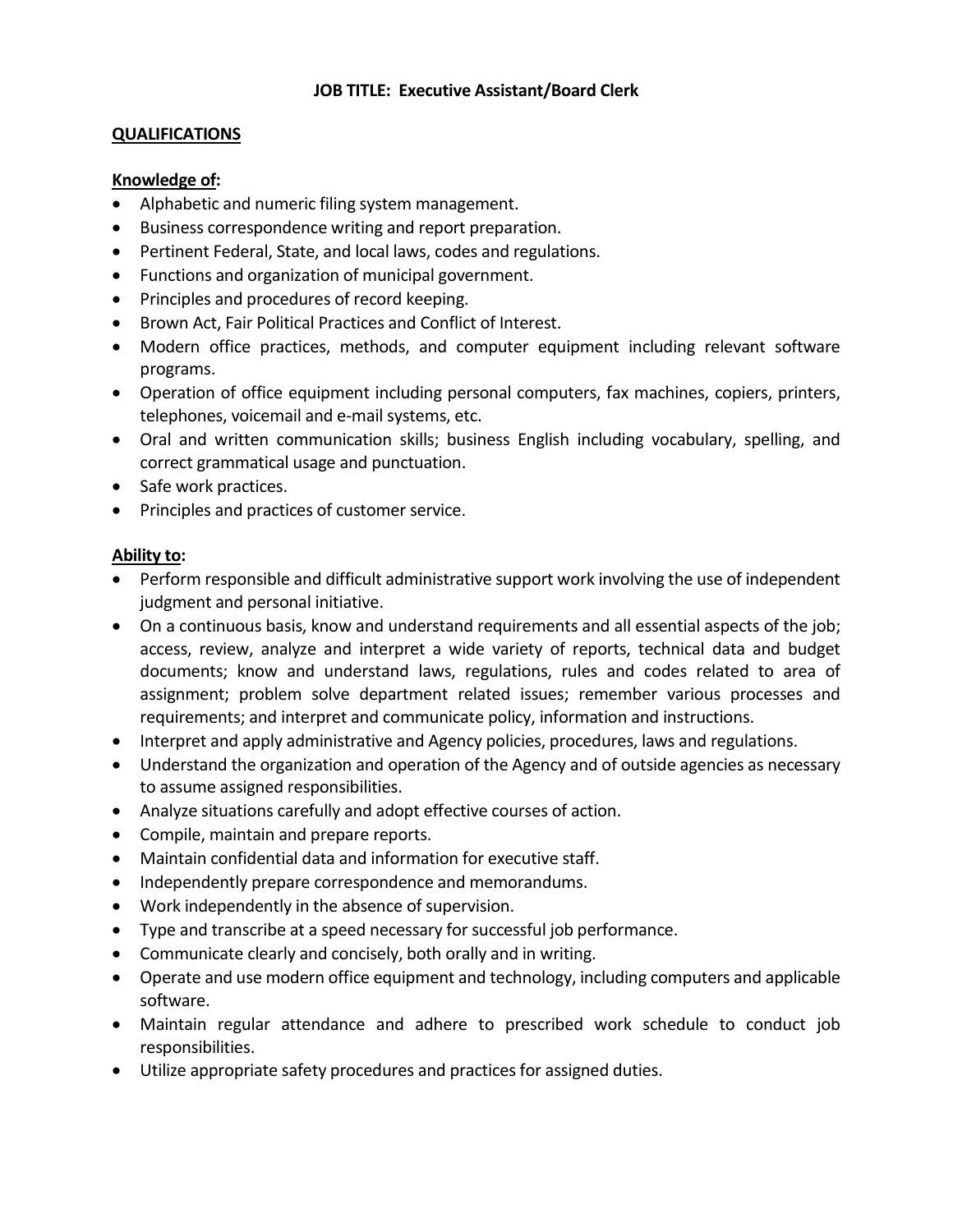**JOB TITLE: Executive Assistant/Board Clerk**

## QUALIFICATIONS

### Knowledge of:

- Alphabetic and numeric filing system management.
- Business correspondence writing and report preparation.
- Pertinent Federal, State, and local laws, codes and regulations.
- Functions and organization of municipal government.
- Principles and procedures of record keeping.
- Brown Act, Fair Political Practices and Conflict of Interest.
- Modern office practices, methods, and computer equipment including relevant software programs.
- Operation of office equipment including personal computers, fax machines, copiers, printers, telephones, voicemail and e-mail systems, etc.
- Oral and written communication skills; business English including vocabulary, spelling, and correct grammatical usage and punctuation.
- Safe work practices.
- Principles and practices of customer service.

### Ability to:

- Perform responsible and difficult administrative support work involving the use of independent judgment and personal initiative.
- On a continuous basis, know and understand requirements and all essential aspects of the job; access, review, analyze and interpret a wide variety of reports, technical data and budget documents; know and understand laws, regulations, rules and codes related to area of assignment; problem solve department related issues; remember various processes and requirements; and interpret and communicate policy, information and instructions.
- Interpret and apply administrative and Agency policies, procedures, laws and regulations.
- Understand the organization and operation of the Agency and of outside agencies as necessary to assume assigned responsibilities.
- Analyze situations carefully and adopt effective courses of action.
- Compile, maintain and prepare reports.
- Maintain confidential data and information for executive staff.
- Independently prepare correspondence and memorandums.
- Work independently in the absence of supervision.
- Type and transcribe at a speed necessary for successful job performance.
- Communicate clearly and concisely, both orally and in writing.
- Operate and use modern office equipment and technology, including computers and applicable software.
- Maintain regular attendance and adhere to prescribed work schedule to conduct job responsibilities.
- Utilize appropriate safety procedures and practices for assigned duties.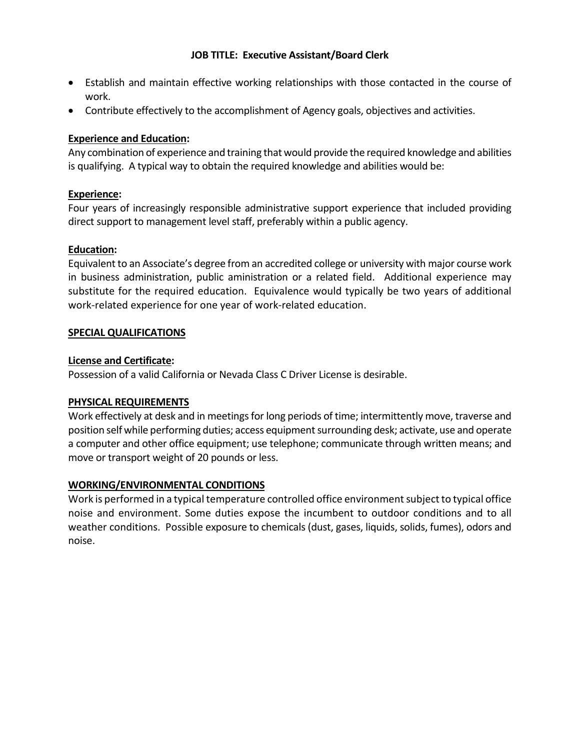**JOB TITLE: Executive Assistant/Board Clerk**

- Establish and maintain effective working relationships with those contacted in the course of work.
- Contribute effectively to the accomplishment of Agency goals, objectives and activities.

**Experience and Education:**
Any combination of experience and training that would provide the required knowledge and abilities is qualifying. A typical way to obtain the required knowledge and abilities would be:

**Experience:**
Four years of increasingly responsible administrative support experience that included providing direct support to management level staff, preferably within a public agency.

**Education:**
Equivalent to an Associate's degree from an accredited college or university with major course work in business administration, public aministration or a related field. Additional experience may substitute for the required education. Equivalence would typically be two years of additional work-related experience for one year of work-related education.

**SPECIAL QUALIFICATIONS**

**License and Certificate:**
Possession of a valid California or Nevada Class C Driver License is desirable.

**PHYSICAL REQUIREMENTS**
Work effectively at desk and in meetings for long periods of time; intermittently move, traverse and position self while performing duties; access equipment surrounding desk; activate, use and operate a computer and other office equipment; use telephone; communicate through written means; and move or transport weight of 20 pounds or less.

**WORKING/ENVIRONMENTAL CONDITIONS**
Work is performed in a typical temperature controlled office environment subject to typical office noise and environment. Some duties expose the incumbent to outdoor conditions and to all weather conditions. Possible exposure to chemicals (dust, gases, liquids, solids, fumes), odors and noise.